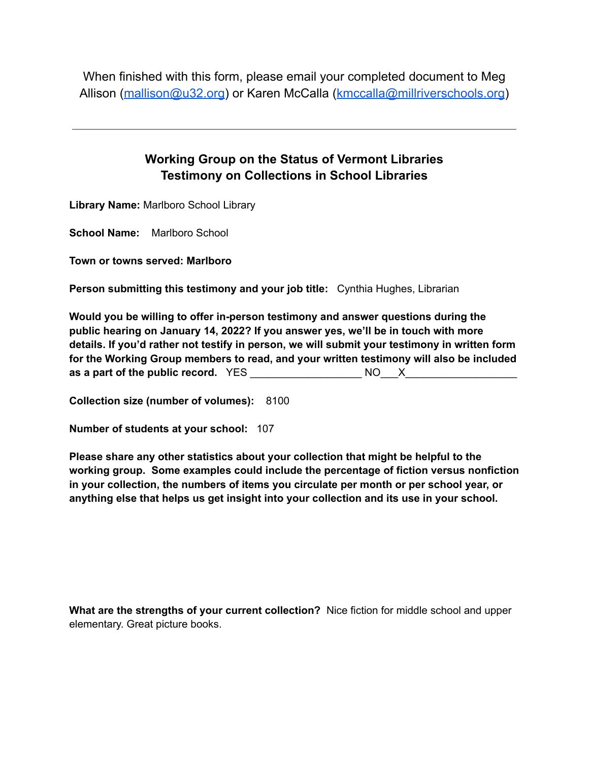When finished with this form, please email your completed document to Meg Allison (mallison@u32.org) or Karen McCalla (kmccalla@millriverschools.org)

---

## Working Group on the Status of Vermont Libraries
## Testimony on Collections in School Libraries

**Library Name:** Marlboro School Library

**School Name:** Marlboro School

**Town or towns served: Marlboro**

**Person submitting this testimony and your job title:** Cynthia Hughes, Librarian

**Would you be willing to offer in-person testimony and answer questions during the public hearing on January 14, 2022? If you answer yes, we'll be in touch with more details. If you'd rather not testify in person, we will submit your testimony in written form for the Working Group members to read, and your written testimony will also be included as a part of the public record.** YES ___________________ NO___X___________________

**Collection size (number of volumes):** 8100

**Number of students at your school:** 107

**Please share any other statistics about your collection that might be helpful to the working group. Some examples could include the percentage of fiction versus nonfiction in your collection, the numbers of items you circulate per month or per school year, or anything else that helps us get insight into your collection and its use in your school.**

**What are the strengths of your current collection?** Nice fiction for middle school and upper elementary. Great picture books.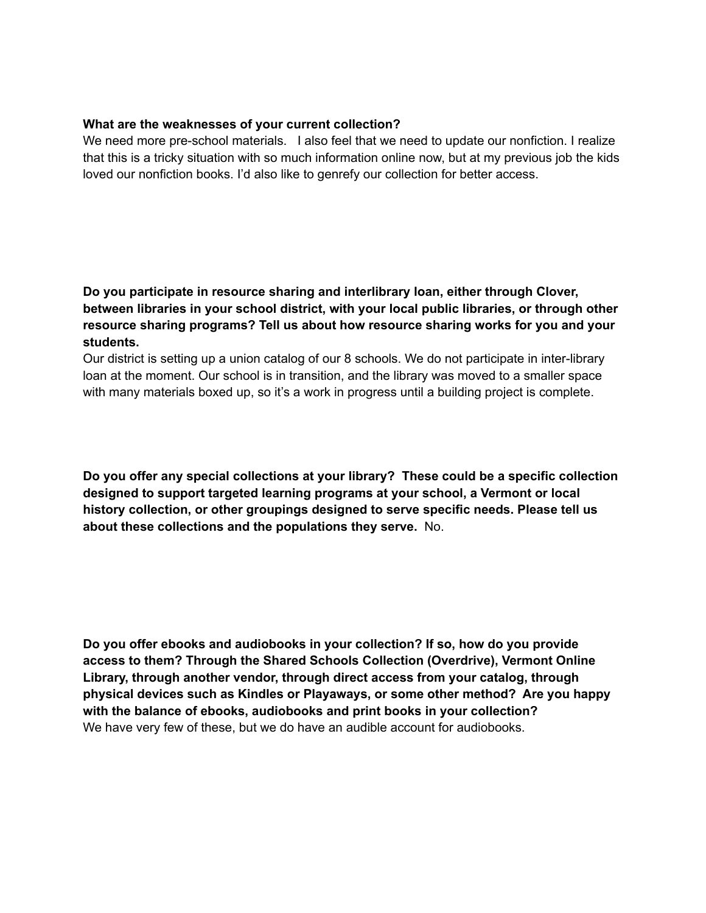**What are the weaknesses of your current collection?**

We need more pre-school materials.   I also feel that we need to update our nonfiction. I realize that this is a tricky situation with so much information online now, but at my previous job the kids loved our nonfiction books. I'd also like to genrefy our collection for better access.

**Do you participate in resource sharing and interlibrary loan, either through Clover, between libraries in your school district, with your local public libraries, or through other resource sharing programs? Tell us about how resource sharing works for you and your students.**

Our district is setting up a union catalog of our 8 schools. We do not participate in inter-library loan at the moment. Our school is in transition, and the library was moved to a smaller space with many materials boxed up, so it's a work in progress until a building project is complete.

**Do you offer any special collections at your library?  These could be a specific collection designed to support targeted learning programs at your school, a Vermont or local history collection, or other groupings designed to serve specific needs. Please tell us about these collections and the populations they serve.**  No.

**Do you offer ebooks and audiobooks in your collection? If so, how do you provide access to them? Through the Shared Schools Collection (Overdrive), Vermont Online Library, through another vendor, through direct access from your catalog, through physical devices such as Kindles or Playaways, or some other method?  Are you happy with the balance of ebooks, audiobooks and print books in your collection?**

We have very few of these, but we do have an audible account for audiobooks.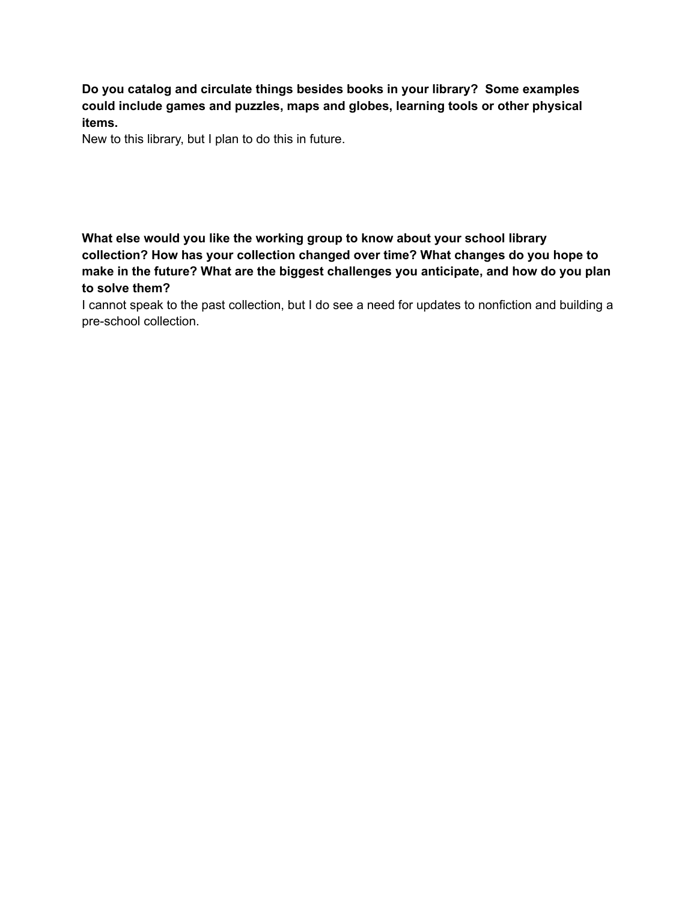**Do you catalog and circulate things besides books in your library? Some examples could include games and puzzles, maps and globes, learning tools or other physical items.**

New to this library, but I plan to do this in future.

**What else would you like the working group to know about your school library collection? How has your collection changed over time? What changes do you hope to make in the future? What are the biggest challenges you anticipate, and how do you plan to solve them?**

I cannot speak to the past collection, but I do see a need for updates to nonfiction and building a pre-school collection.